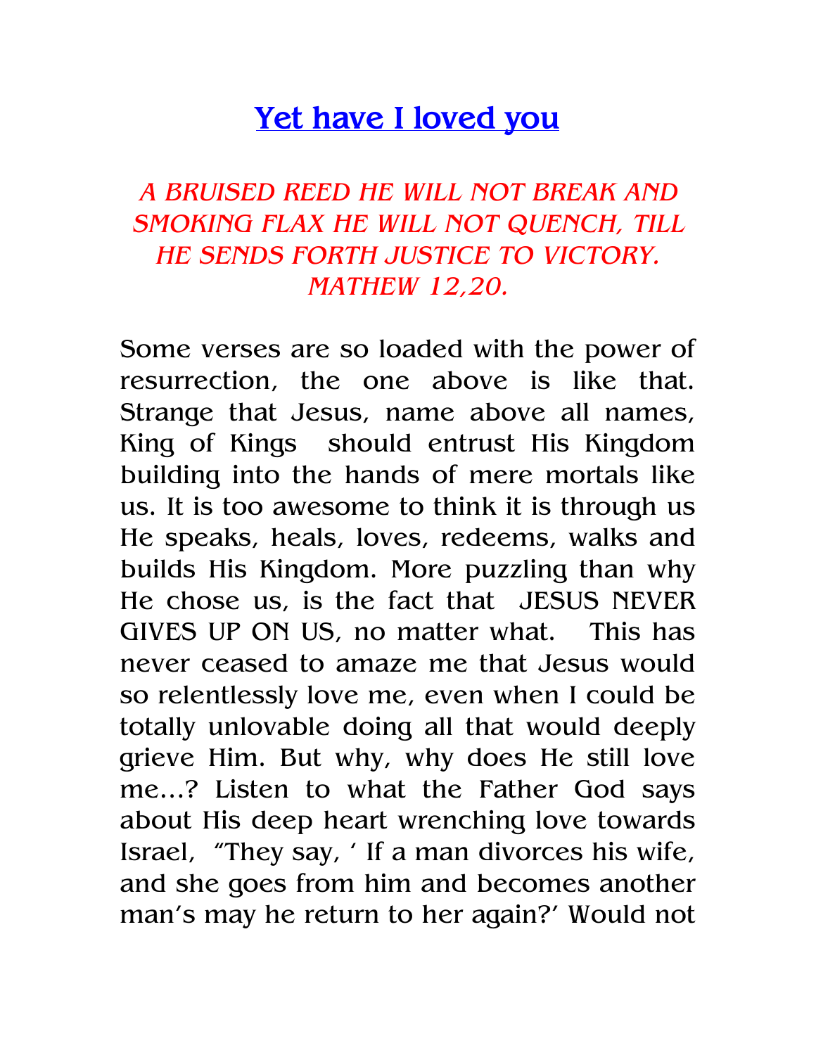# Yet have I loved you

*A BRUISED REED HE WILL NOT BREAK AND SMOKING FLAX HE WILL NOT QUENCH, TILL HE SENDS FORTH JUSTICE TO VICTORY. MATHEW 12,20.*

Some verses are so loaded with the power of resurrection, the one above is like that. Strange that Jesus, name above all names, King of Kings should entrust His Kingdom building into the hands of mere mortals like us. It is too awesome to think it is through us He speaks, heals, loves, redeems, walks and builds His Kingdom. More puzzling than why He chose us, is the fact that JESUS NEVER GIVES UP ON US, no matter what. This has never ceased to amaze me that Jesus would so relentlessly love me, even when I could be totally unlovable doing all that would deeply grieve Him. But why, why does He still love me...? Listen to what the Father God says about His deep heart wrenching love towards Israel, "They say, ' If a man divorces his wife, and she goes from him and becomes another man's may he return to her again?' Would not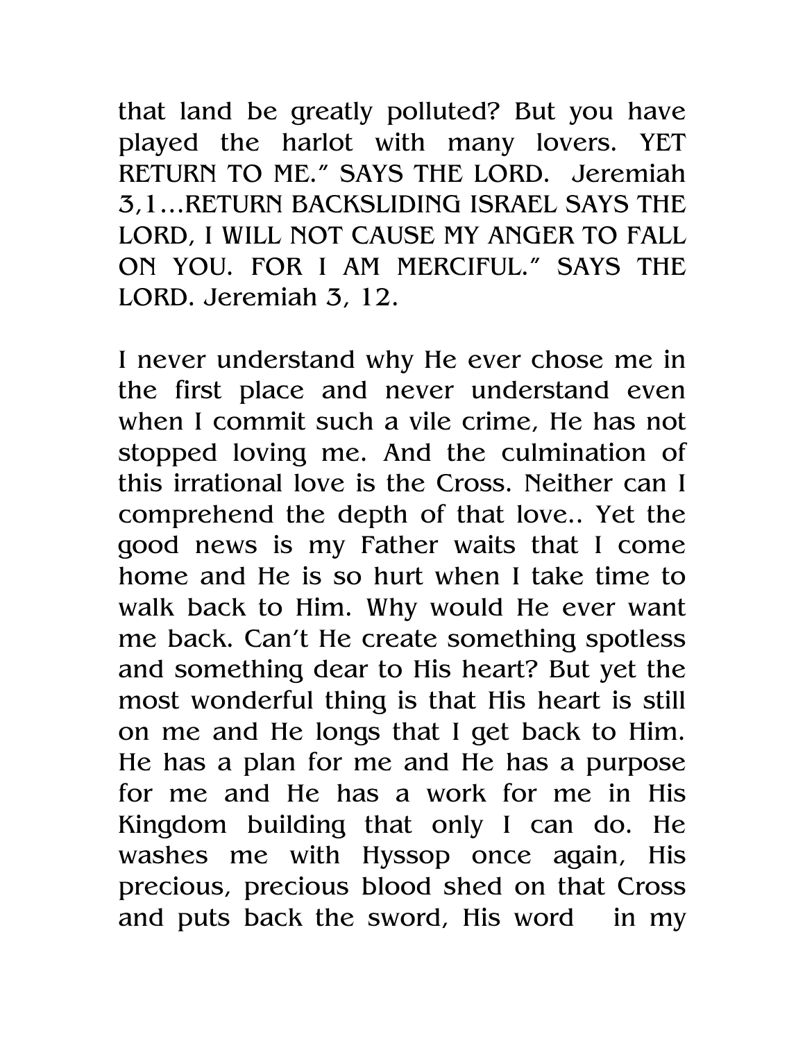that land be greatly polluted? But you have played the harlot with many lovers. YET RETURN TO ME." SAYS THE LORD. Jeremiah 3,1…RETURN BACKSLIDING ISRAEL SAYS THE LORD, I WILL NOT CAUSE MY ANGER TO FALL ON YOU. FOR I AM MERCIFUL." SAYS THE LORD. Jeremiah 3, 12.

I never understand why He ever chose me in the first place and never understand even when I commit such a vile crime, He has not stopped loving me. And the culmination of this irrational love is the Cross. Neither can I comprehend the depth of that love.. Yet the good news is my Father waits that I come home and He is so hurt when I take time to walk back to Him. Why would He ever want me back. Can't He create something spotless and something dear to His heart? But yet the most wonderful thing is that His heart is still on me and He longs that I get back to Him. He has a plan for me and He has a purpose for me and He has a work for me in His Kingdom building that only I can do. He washes me with Hyssop once again, His precious, precious blood shed on that Cross and puts back the sword, His word in my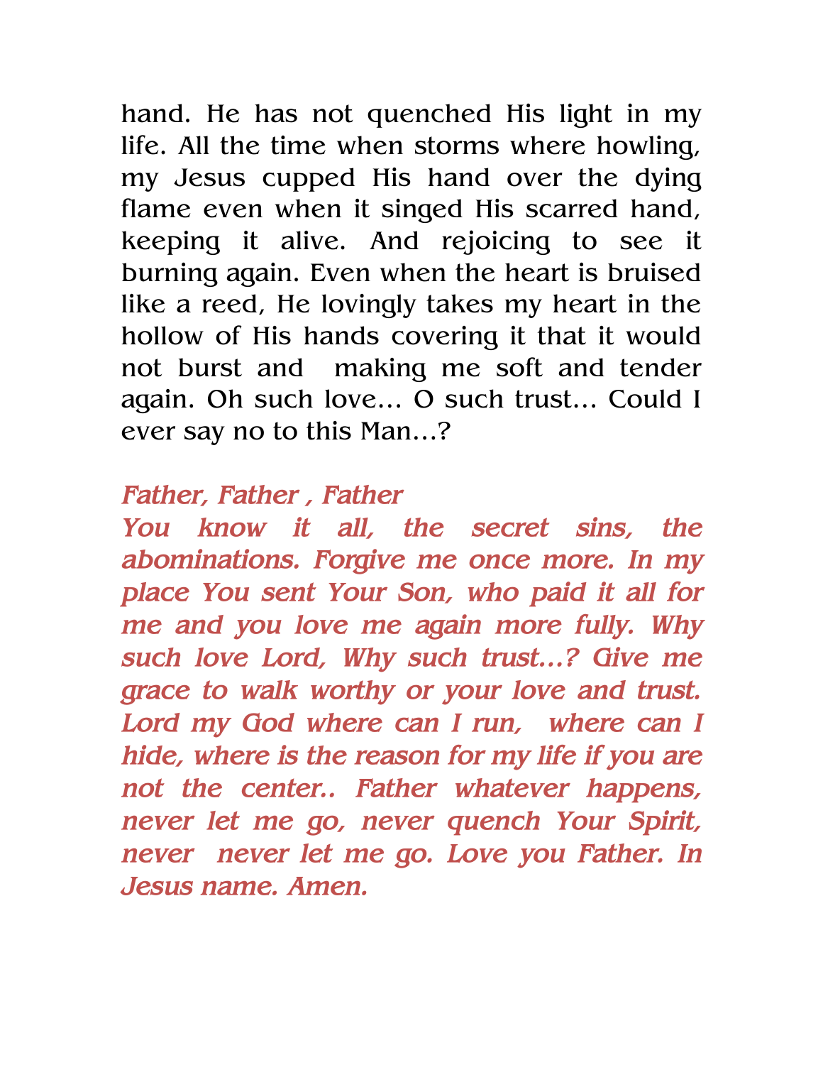hand. He has not quenched His light in my life. All the time when storms where howling, my Jesus cupped His hand over the dying flame even when it singed His scarred hand, keeping it alive. And rejoicing to see it burning again. Even when the heart is bruised like a reed, He lovingly takes my heart in the hollow of His hands covering it that it would not burst and making me soft and tender again. Oh such love… O such trust… Could I ever say no to this Man…?

*Father, Father , Father*
*You know it all, the secret sins, the abominations. Forgive me once more. In my place You sent Your Son, who paid it all for me and you love me again more fully. Why such love Lord, Why such trust…? Give me grace to walk worthy or your love and trust. Lord my God where can I run, where can I hide, where is the reason for my life if you are not the center.. Father whatever happens, never let me go, never quench Your Spirit, never never let me go. Love you Father. In Jesus name. Amen.*